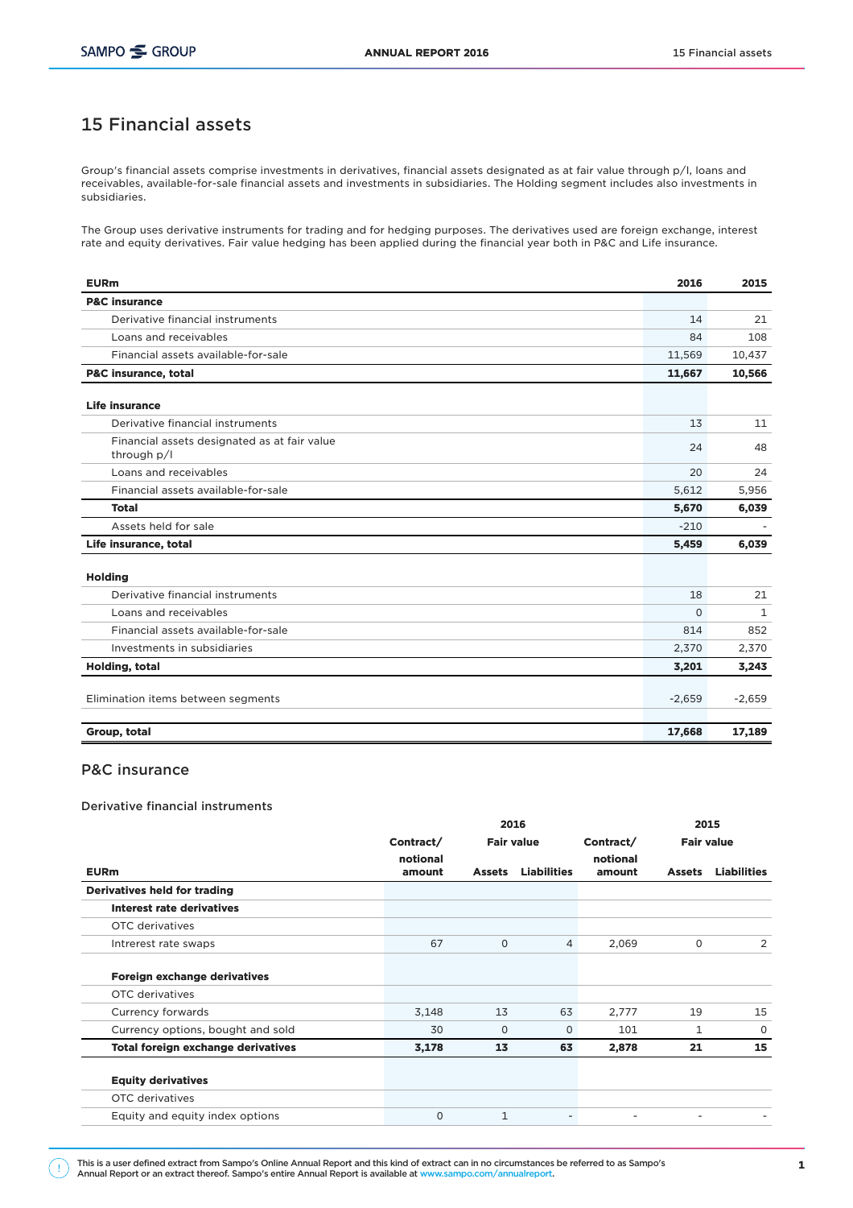# 15 Financial assets

Group's financial assets comprise investments in derivatives, financial assets designated as at fair value through p/l, loans and receivables, available-for-sale financial assets and investments in subsidiaries. The Holding segment includes also investments in subsidiaries.

The Group uses derivative instruments for trading and for hedging purposes. The derivatives used are foreign exchange, interest rate and equity derivatives. Fair value hedging has been applied during the financial year both in P&C and Life insurance.

| EURm | 2016 | 2015 |
|---|---|---|
| **P&C insurance** | | |
| Derivative financial instruments | 14 | 21 |
| Loans and receivables | 84 | 108 |
| Financial assets available-for-sale | 11,569 | 10,437 |
| **P&C insurance, total** | **11,667** | **10,566** |
| | | |
| **Life insurance** | | |
| Derivative financial instruments | 13 | 11 |
| Financial assets designated as at fair value through p/l | 24 | 48 |
| Loans and receivables | 20 | 24 |
| Financial assets available-for-sale | 5,612 | 5,956 |
| **Total** | **5,670** | **6,039** |
| Assets held for sale | -210 | - |
| **Life insurance, total** | **5,459** | **6,039** |
| | | |
| **Holding** | | |
| Derivative financial instruments | 18 | 21 |
| Loans and receivables | 0 | 1 |
| Financial assets available-for-sale | 814 | 852 |
| Investments in subsidiaries | 2,370 | 2,370 |
| **Holding, total** | **3,201** | **3,243** |
| | | |
| Elimination items between segments | -2,659 | -2,659 |
| | | |
| **Group, total** | **17,668** | **17,189** |

## P&C insurance

### Derivative financial instruments

| | 2016 | | | 2015 | | |
|---|---|---|---|---|---|---|
| | Contract/ | Fair value | | Contract/ | Fair value | |
| **EURm** | notional amount | Assets | Liabilities | notional amount | Assets | Liabilities |
| **Derivatives held for trading** | | | | | | |
| **Interest rate derivatives** | | | | | | |
| OTC derivatives | | | | | | |
| Intrerest rate swaps | 67 | 0 | 4 | 2,069 | 0 | 2 |
| | | | | | | |
| **Foreign exchange derivatives** | | | | | | |
| OTC derivatives | | | | | | |
| Currency forwards | 3,148 | 13 | 63 | 2,777 | 19 | 15 |
| Currency options, bought and sold | 30 | 0 | 0 | 101 | 1 | 0 |
| **Total foreign exchange derivatives** | **3,178** | **13** | **63** | **2,878** | **21** | **15** |
| | | | | | | |
| **Equity derivatives** | | | | | | |
| OTC derivatives | | | | | | |
| Equity and equity index options | 0 | 1 | - | - | - | - |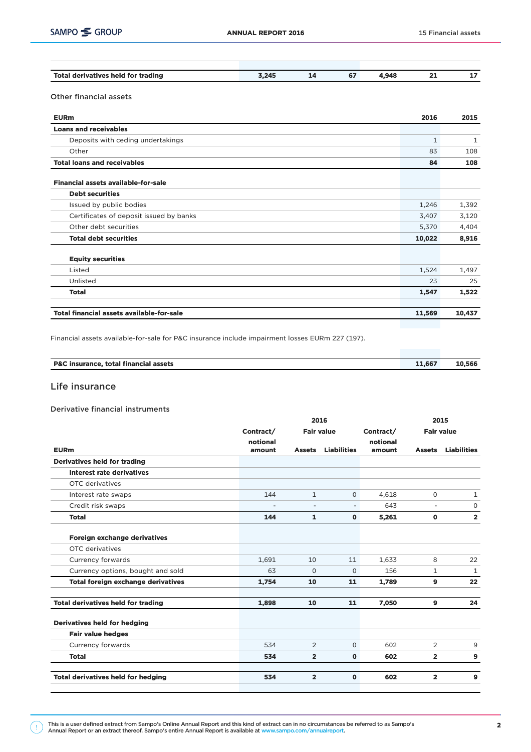| | | | | | | |
|---|---|---|---|---|---|---|
| **Total derivatives held for trading** | **3,245** | **14** | **67** | **4,948** | **21** | **17** |

Other financial assets

| EURm | 2016 | 2015 |
|---|---|---|
| **Loans and receivables** | | |
| Deposits with ceding undertakings | 1 | 1 |
| Other | 83 | 108 |
| **Total loans and receivables** | **84** | **108** |
| | | |
| **Financial assets available-for-sale** | | |
| **Debt securities** | | |
| Issued by public bodies | 1,246 | 1,392 |
| Certificates of deposit issued by banks | 3,407 | 3,120 |
| Other debt securities | 5,370 | 4,404 |
| **Total debt securities** | **10,022** | **8,916** |
| | | |
| **Equity securities** | | |
| Listed | 1,524 | 1,497 |
| Unlisted | 23 | 25 |
| **Total** | **1,547** | **1,522** |
| | | |
| **Total financial assets available-for-sale** | **11,569** | **10,437** |

Financial assets available-for-sale for P&C insurance include impairment losses EURm 227 (197).

| | | |
|---|---|---|
| **P&C insurance, total financial assets** | **11,667** | **10,566** |

## Life insurance

Derivative financial instruments

| | 2016 | | | 2015 | | |
|---|---|---|---|---|---|---|
| | Contract/ | Fair value | | Contract/ | Fair value | |
| **EURm** | notional amount | Assets | Liabilities | notional amount | Assets | Liabilities |
| **Derivatives held for trading** | | | | | | |
| **Interest rate derivatives** | | | | | | |
| OTC derivatives | | | | | | |
| Interest rate swaps | 144 | 1 | 0 | 4,618 | 0 | 1 |
| Credit risk swaps | - | - | - | 643 | - | 0 |
| **Total** | **144** | **1** | **0** | **5,261** | **0** | **2** |
| | | | | | | |
| **Foreign exchange derivatives** | | | | | | |
| OTC derivatives | | | | | | |
| Currency forwards | 1,691 | 10 | 11 | 1,633 | 8 | 22 |
| Currency options, bought and sold | 63 | 0 | 0 | 156 | 1 | 1 |
| **Total foreign exchange derivatives** | **1,754** | **10** | **11** | **1,789** | **9** | **22** |
| | | | | | | |
| **Total derivatives held for trading** | **1,898** | **10** | **11** | **7,050** | **9** | **24** |
| | | | | | | |
| **Derivatives held for hedging** | | | | | | |
| **Fair value hedges** | | | | | | |
| Currency forwards | 534 | 2 | 0 | 602 | 2 | 9 |
| **Total** | **534** | **2** | **0** | **602** | **2** | **9** |
| | | | | | | |
| **Total derivatives held for hedging** | **534** | **2** | **0** | **602** | **2** | **9** |

This is a user defined extract from Sampo's Online Annual Report and this kind of extract can in no circumstances be referred to as Sampo's Annual Report or an extract thereof. Sampo's entire Annual Report is available at www.sampo.com/annualreport.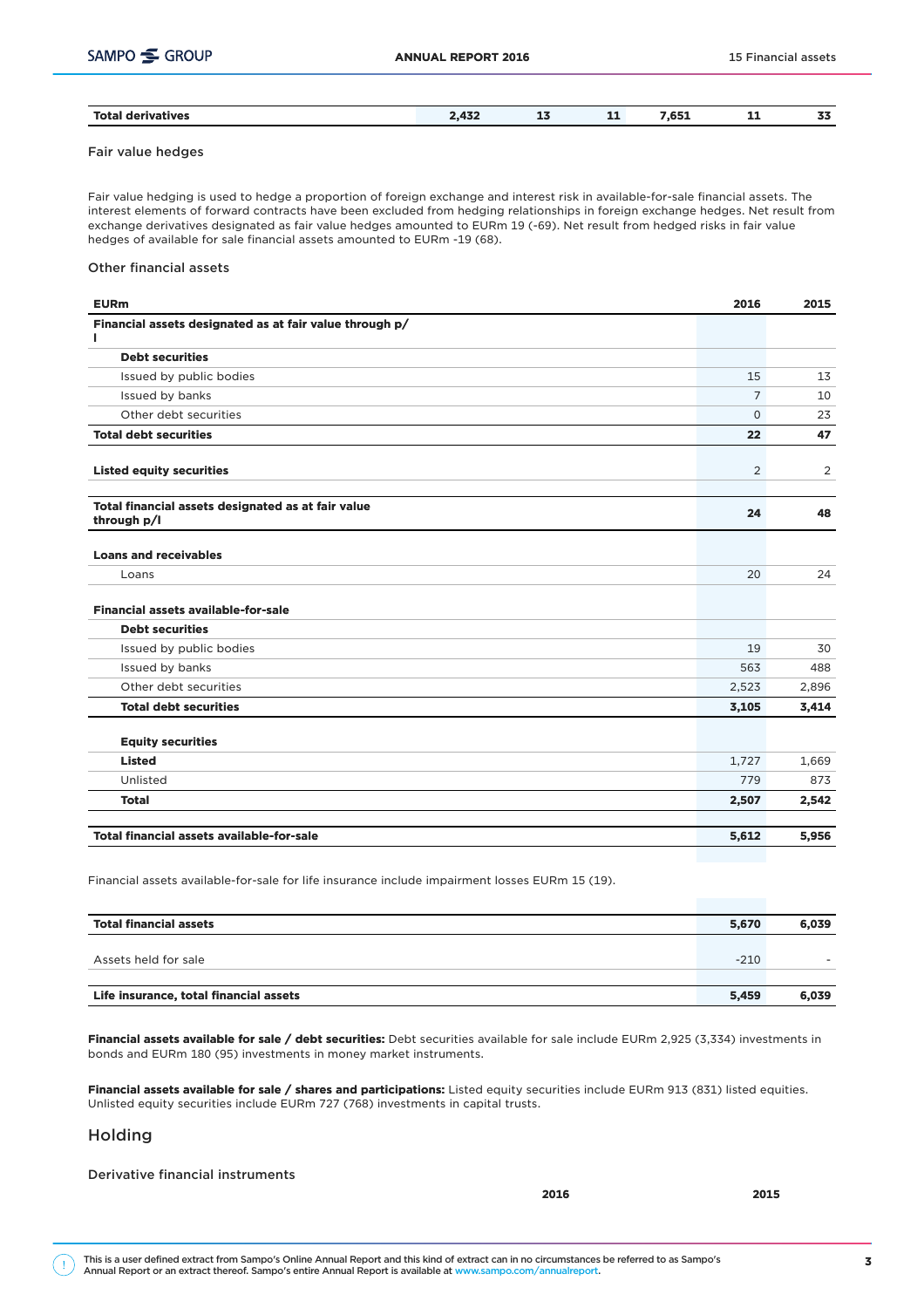| Total derivatives | 2,432 | 13 | 11 | 7,651 | 11 | 33 |
|---|---|---|---|---|---|---|

Fair value hedges

Fair value hedging is used to hedge a proportion of foreign exchange and interest risk in available-for-sale financial assets. The interest elements of forward contracts have been excluded from hedging relationships in foreign exchange hedges. Net result from exchange derivatives designated as fair value hedges amounted to EURm 19 (-69). Net result from hedged risks in fair value hedges of available for sale financial assets amounted to EURm -19 (68).

Other financial assets

| EURm | 2016 | 2015 |
|---|---|---|
| **Financial assets designated as at fair value through p/l** | | |
| **Debt securities** | | |
| Issued by public bodies | 15 | 13 |
| Issued by banks | 7 | 10 |
| Other debt securities | 0 | 23 |
| **Total debt securities** | **22** | **47** |
| **Listed equity securities** | 2 | 2 |
| **Total financial assets designated as at fair value through p/l** | **24** | **48** |
| **Loans and receivables** | | |
| Loans | 20 | 24 |
| **Financial assets available-for-sale** | | |
| **Debt securities** | | |
| Issued by public bodies | 19 | 30 |
| Issued by banks | 563 | 488 |
| Other debt securities | 2,523 | 2,896 |
| **Total debt securities** | **3,105** | **3,414** |
| **Equity securities** | | |
| **Listed** | 1,727 | 1,669 |
| Unlisted | 779 | 873 |
| **Total** | **2,507** | **2,542** |
| **Total financial assets available-for-sale** | **5,612** | **5,956** |

Financial assets available-for-sale for life insurance include impairment losses EURm 15 (19).

| | 2016 | 2015 |
|---|---|---|
| **Total financial assets** | **5,670** | **6,039** |
| Assets held for sale | -210 | - |
| **Life insurance, total financial assets** | **5,459** | **6,039** |

**Financial assets available for sale / debt securities:** Debt securities available for sale include EURm 2,925 (3,334) investments in bonds and EURm 180 (95) investments in money market instruments.

**Financial assets available for sale / shares and participations:** Listed equity securities include EURm 913 (831) listed equities. Unlisted equity securities include EURm 727 (768) investments in capital trusts.

## Holding

Derivative financial instruments

| 2016 | 2015 |
|---|---|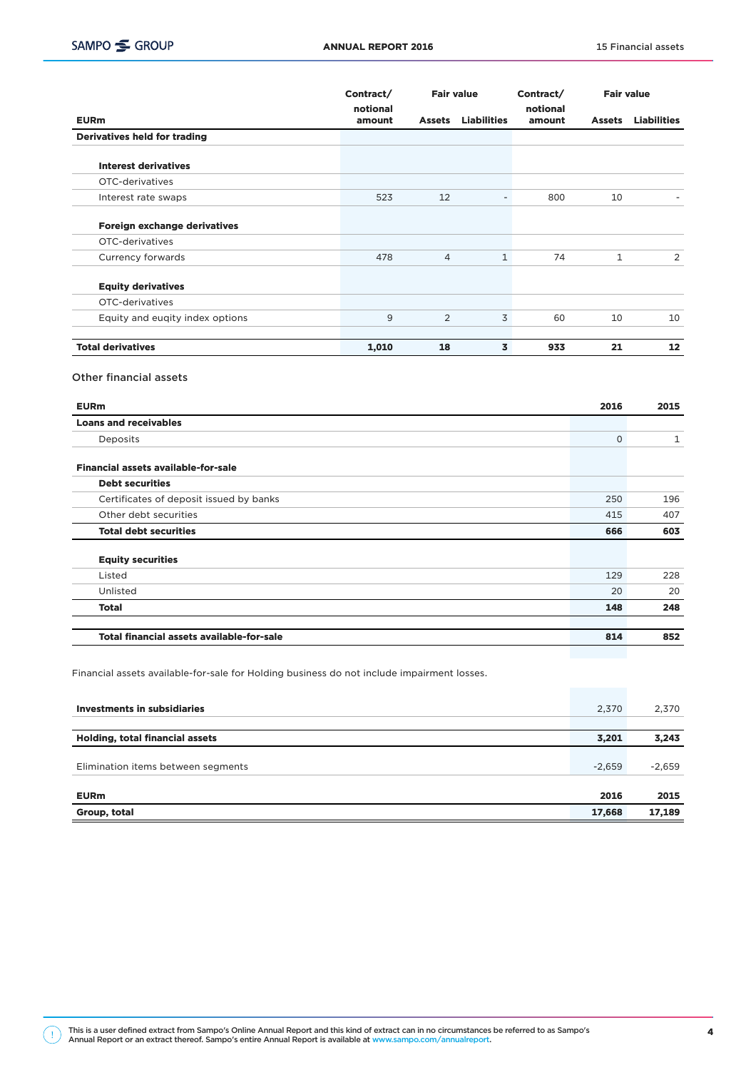| EURm | Contract/ notional amount | Fair value | | Contract/ notional amount | Fair value | |
|---|---|---|---|---|---|---|
| | | Assets | Liabilities | | Assets | Liabilities |
| **Derivatives held for trading** | | | | | | |
| **Interest derivatives** | | | | | | |
| OTC-derivatives | | | | | | |
| Interest rate swaps | 523 | 12 | - | 800 | 10 | - |
| **Foreign exchange derivatives** | | | | | | |
| OTC-derivatives | | | | | | |
| Currency forwards | 478 | 4 | 1 | 74 | 1 | 2 |
| **Equity derivatives** | | | | | | |
| OTC-derivatives | | | | | | |
| Equity and euqity index options | 9 | 2 | 3 | 60 | 10 | 10 |
| **Total derivatives** | **1,010** | **18** | **3** | **933** | **21** | **12** |

Other financial assets

| EURm | 2016 | 2015 |
|---|---|---|
| **Loans and receivables** | | |
| Deposits | 0 | 1 |
| **Financial assets available-for-sale** | | |
| **Debt securities** | | |
| Certificates of deposit issued by banks | 250 | 196 |
| Other debt securities | 415 | 407 |
| **Total debt securities** | **666** | **603** |
| **Equity securities** | | |
| Listed | 129 | 228 |
| Unlisted | 20 | 20 |
| **Total** | **148** | **248** |
| **Total financial assets available-for-sale** | **814** | **852** |

Financial assets available-for-sale for Holding business do not include impairment losses.

| | | |
|---|---|---|
| **Investments in subsidiaries** | 2,370 | 2,370 |
| **Holding, total financial assets** | **3,201** | **3,243** |
| Elimination items between segments | -2,659 | -2,659 |

| EURm | 2016 | 2015 |
|---|---|---|
| **Group, total** | **17,668** | **17,189** |

This is a user defined extract from Sampo's Online Annual Report and this kind of extract can in no circumstances be referred to as Sampo's Annual Report or an extract thereof. Sampo's entire Annual Report is available at www.sampo.com/annualreport.